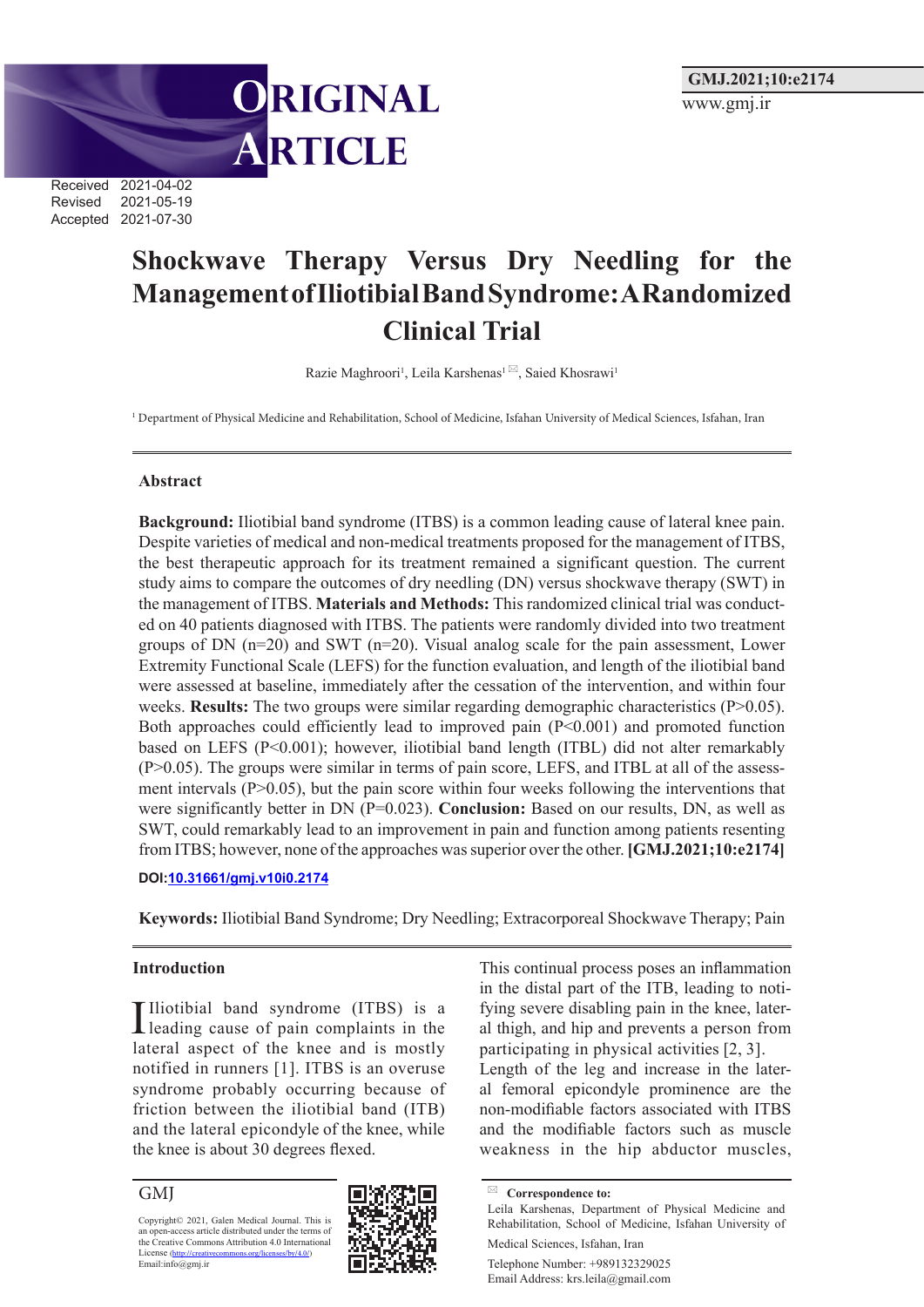ORIGINAL ARTICLE

Received 2021-04-02
Revised 2021-05-19
Accepted 2021-07-30

# Shockwave Therapy Versus Dry Needling for the Management of Iliotibial Band Syndrome: A Randomized Clinical Trial

Razie Maghroori[1], Leila Karshenas[1] ✉, Saied Khosrawi[1]

[1] Department of Physical Medicine and Rehabilitation, School of Medicine, Isfahan University of Medical Sciences, Isfahan, Iran

## Abstract

**Background:** Iliotibial band syndrome (ITBS) is a common leading cause of lateral knee pain. Despite varieties of medical and non-medical treatments proposed for the management of ITBS, the best therapeutic approach for its treatment remained a significant question. The current study aims to compare the outcomes of dry needling (DN) versus shockwave therapy (SWT) in the management of ITBS. **Materials and Methods:** This randomized clinical trial was conducted on 40 patients diagnosed with ITBS. The patients were randomly divided into two treatment groups of DN (n=20) and SWT (n=20). Visual analog scale for the pain assessment, Lower Extremity Functional Scale (LEFS) for the function evaluation, and length of the iliotibial band were assessed at baseline, immediately after the cessation of the intervention, and within four weeks. **Results:** The two groups were similar regarding demographic characteristics (P>0.05). Both approaches could efficiently lead to improved pain (P<0.001) and promoted function based on LEFS (P<0.001); however, iliotibial band length (ITBL) did not alter remarkably (P>0.05). The groups were similar in terms of pain score, LEFS, and ITBL at all of the assessment intervals (P>0.05), but the pain score within four weeks following the interventions that were significantly better in DN (P=0.023). **Conclusion:** Based on our results, DN, as well as SWT, could remarkably lead to an improvement in pain and function among patients resenting from ITBS; however, none of the approaches was superior over the other. **[GMJ.2021;10:e2174]**

**DOI:**10.31661/gmj.v10i0.2174

**Keywords:** Iliotibial Band Syndrome; Dry Needling; Extracorporeal Shockwave Therapy; Pain

## Introduction

Iliotibial band syndrome (ITBS) is a leading cause of pain complaints in the lateral aspect of the knee and is mostly notified in runners [1]. ITBS is an overuse syndrome probably occurring because of friction between the iliotibial band (ITB) and the lateral epicondyle of the knee, while the knee is about 30 degrees flexed. This continual process poses an inflammation in the distal part of the ITB, leading to notifying severe disabling pain in the knee, lateral thigh, and hip and prevents a person from participating in physical activities [2, 3].

Length of the leg and increase in the lateral femoral epicondyle prominence are the non-modifiable factors associated with ITBS and the modifiable factors such as muscle weakness in the hip abductor muscles,

GMJ

Copyright© 2021, Galen Medical Journal. This is an open-access article distributed under the terms of the Creative Commons Attribution 4.0 International License (http://creativecommons.org/licenses/by/4.0/)
Email:info@gmj.ir

✉ **Correspondence to:**
Leila Karshenas, Department of Physical Medicine and Rehabilitation, School of Medicine, Isfahan University of Medical Sciences, Isfahan, Iran
Telephone Number: +989132329025
Email Address: krs.leila@gmail.com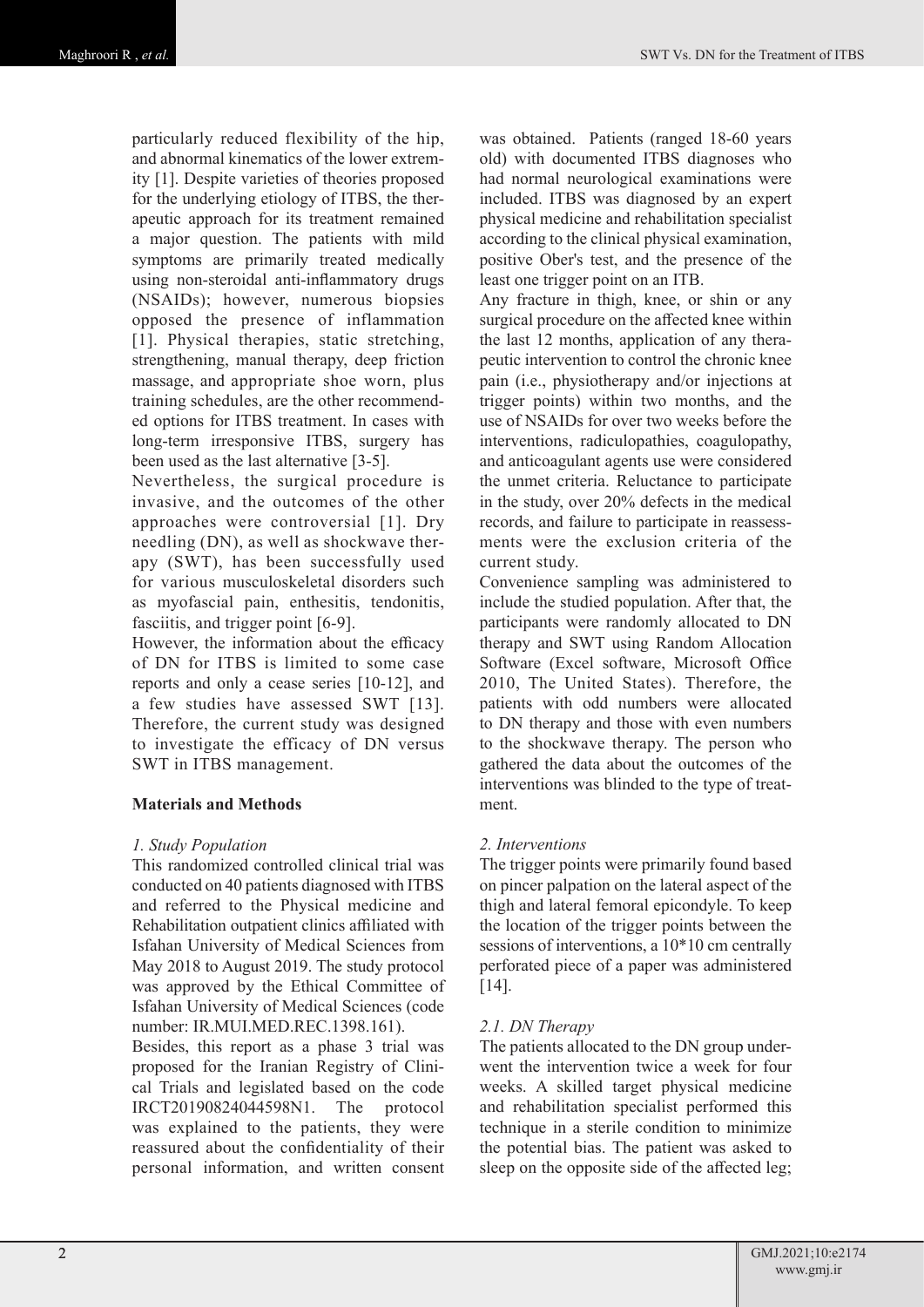particularly reduced flexibility of the hip, and abnormal kinematics of the lower extremity [1]. Despite varieties of theories proposed for the underlying etiology of ITBS, the therapeutic approach for its treatment remained a major question. The patients with mild symptoms are primarily treated medically using non-steroidal anti-inflammatory drugs (NSAIDs); however, numerous biopsies opposed the presence of inflammation [1]. Physical therapies, static stretching, strengthening, manual therapy, deep friction massage, and appropriate shoe worn, plus training schedules, are the other recommended options for ITBS treatment. In cases with long-term irresponsive ITBS, surgery has been used as the last alternative [3-5].

Nevertheless, the surgical procedure is invasive, and the outcomes of the other approaches were controversial [1]. Dry needling (DN), as well as shockwave therapy (SWT), has been successfully used for various musculoskeletal disorders such as myofascial pain, enthesitis, tendonitis, fasciitis, and trigger point [6-9].

However, the information about the efficacy of DN for ITBS is limited to some case reports and only a cease series [10-12], and a few studies have assessed SWT [13]. Therefore, the current study was designed to investigate the efficacy of DN versus SWT in ITBS management.

**Materials and Methods**

*1. Study Population*

This randomized controlled clinical trial was conducted on 40 patients diagnosed with ITBS and referred to the Physical medicine and Rehabilitation outpatient clinics affiliated with Isfahan University of Medical Sciences from May 2018 to August 2019. The study protocol was approved by the Ethical Committee of Isfahan University of Medical Sciences (code number: IR.MUI.MED.REC.1398.161).

Besides, this report as a phase 3 trial was proposed for the Iranian Registry of Clinical Trials and legislated based on the code IRCT20190824044598N1. The protocol was explained to the patients, they were reassured about the confidentiality of their personal information, and written consent was obtained. Patients (ranged 18-60 years old) with documented ITBS diagnoses who had normal neurological examinations were included. ITBS was diagnosed by an expert physical medicine and rehabilitation specialist according to the clinical physical examination, positive Ober's test, and the presence of the least one trigger point on an ITB.

Any fracture in thigh, knee, or shin or any surgical procedure on the affected knee within the last 12 months, application of any therapeutic intervention to control the chronic knee pain (i.e., physiotherapy and/or injections at trigger points) within two months, and the use of NSAIDs for over two weeks before the interventions, radiculopathies, coagulopathy, and anticoagulant agents use were considered the unmet criteria. Reluctance to participate in the study, over 20% defects in the medical records, and failure to participate in reassessments were the exclusion criteria of the current study.

Convenience sampling was administered to include the studied population. After that, the participants were randomly allocated to DN therapy and SWT using Random Allocation Software (Excel software, Microsoft Office 2010, The United States). Therefore, the patients with odd numbers were allocated to DN therapy and those with even numbers to the shockwave therapy. The person who gathered the data about the outcomes of the interventions was blinded to the type of treatment.

*2. Interventions*

The trigger points were primarily found based on pincer palpation on the lateral aspect of the thigh and lateral femoral epicondyle. To keep the location of the trigger points between the sessions of interventions, a 10*10 cm centrally perforated piece of a paper was administered [14].

*2.1. DN Therapy*

The patients allocated to the DN group underwent the intervention twice a week for four weeks. A skilled target physical medicine and rehabilitation specialist performed this technique in a sterile condition to minimize the potential bias. The patient was asked to sleep on the opposite side of the affected leg;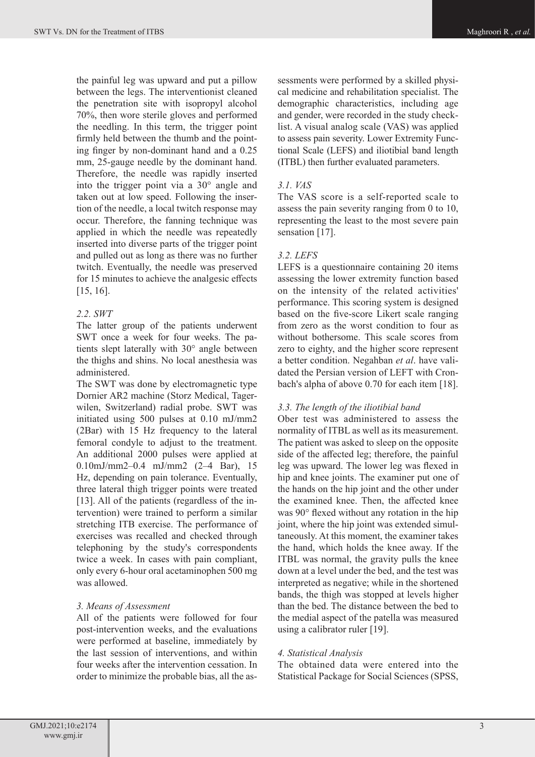the painful leg was upward and put a pillow between the legs. The interventionist cleaned the penetration site with isopropyl alcohol 70%, then wore sterile gloves and performed the needling. In this term, the trigger point firmly held between the thumb and the pointing finger by non-dominant hand and a 0.25 mm, 25-gauge needle by the dominant hand. Therefore, the needle was rapidly inserted into the trigger point via a 30° angle and taken out at low speed. Following the insertion of the needle, a local twitch response may occur. Therefore, the fanning technique was applied in which the needle was repeatedly inserted into diverse parts of the trigger point and pulled out as long as there was no further twitch. Eventually, the needle was preserved for 15 minutes to achieve the analgesic effects [15, 16].

### *2.2. SWT*

The latter group of the patients underwent SWT once a week for four weeks. The patients slept laterally with 30° angle between the thighs and shins. No local anesthesia was administered.

The SWT was done by electromagnetic type Dornier AR2 machine (Storz Medical, Tagerwilen, Switzerland) radial probe. SWT was initiated using 500 pulses at 0.10 mJ/mm2 (2Bar) with 15 Hz frequency to the lateral femoral condyle to adjust to the treatment. An additional 2000 pulses were applied at 0.10mJ/mm2–0.4 mJ/mm2 (2–4 Bar), 15 Hz, depending on pain tolerance. Eventually, three lateral thigh trigger points were treated [13]. All of the patients (regardless of the intervention) were trained to perform a similar stretching ITB exercise. The performance of exercises was recalled and checked through telephoning by the study's correspondents twice a week. In cases with pain compliant, only every 6-hour oral acetaminophen 500 mg was allowed.

## *3. Means of Assessment*

All of the patients were followed for four post-intervention weeks, and the evaluations were performed at baseline, immediately by the last session of interventions, and within four weeks after the intervention cessation. In order to minimize the probable bias, all the assessments were performed by a skilled physical medicine and rehabilitation specialist. The demographic characteristics, including age and gender, were recorded in the study checklist. A visual analog scale (VAS) was applied to assess pain severity. Lower Extremity Functional Scale (LEFS) and iliotibial band length (ITBL) then further evaluated parameters.

### *3.1. VAS*

The VAS score is a self-reported scale to assess the pain severity ranging from 0 to 10, representing the least to the most severe pain sensation [17].

### *3.2. LEFS*

LEFS is a questionnaire containing 20 items assessing the lower extremity function based on the intensity of the related activities' performance. This scoring system is designed based on the five-score Likert scale ranging from zero as the worst condition to four as without bothersome. This scale scores from zero to eighty, and the higher score represent a better condition. Negahban *et al*. have validated the Persian version of LEFT with Cronbach's alpha of above 0.70 for each item [18].

### *3.3. The length of the iliotibial band*

Ober test was administered to assess the normality of ITBL as well as its measurement. The patient was asked to sleep on the opposite side of the affected leg; therefore, the painful leg was upward. The lower leg was flexed in hip and knee joints. The examiner put one of the hands on the hip joint and the other under the examined knee. Then, the affected knee was 90° flexed without any rotation in the hip joint, where the hip joint was extended simultaneously. At this moment, the examiner takes the hand, which holds the knee away. If the ITBL was normal, the gravity pulls the knee down at a level under the bed, and the test was interpreted as negative; while in the shortened bands, the thigh was stopped at levels higher than the bed. The distance between the bed to the medial aspect of the patella was measured using a calibrator ruler [19].

## *4. Statistical Analysis*

The obtained data were entered into the Statistical Package for Social Sciences (SPSS,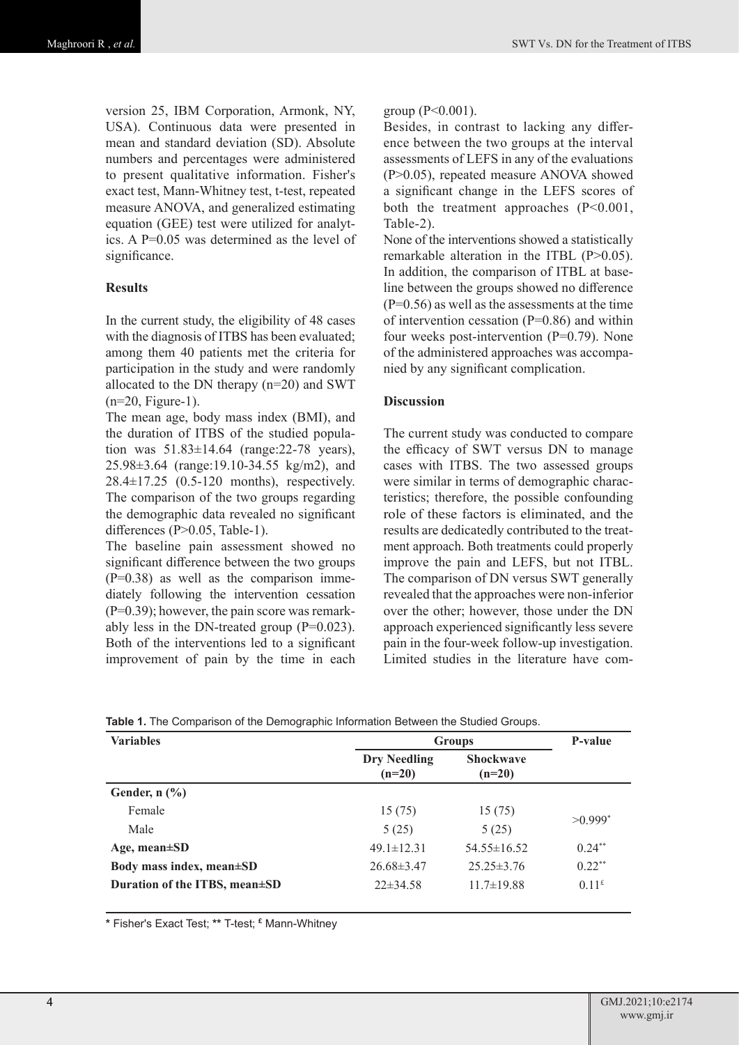version 25, IBM Corporation, Armonk, NY, USA). Continuous data were presented in mean and standard deviation (SD). Absolute numbers and percentages were administered to present qualitative information. Fisher's exact test, Mann-Whitney test, t-test, repeated measure ANOVA, and generalized estimating equation (GEE) test were utilized for analytics. A P=0.05 was determined as the level of significance.

**Results**

In the current study, the eligibility of 48 cases with the diagnosis of ITBS has been evaluated; among them 40 patients met the criteria for participation in the study and were randomly allocated to the DN therapy (n=20) and SWT (n=20, Figure-1).

The mean age, body mass index (BMI), and the duration of ITBS of the studied population was 51.83±14.64 (range:22-78 years), 25.98±3.64 (range:19.10-34.55 kg/m2), and 28.4±17.25 (0.5-120 months), respectively. The comparison of the two groups regarding the demographic data revealed no significant differences (P>0.05, Table-1).

The baseline pain assessment showed no significant difference between the two groups (P=0.38) as well as the comparison immediately following the intervention cessation (P=0.39); however, the pain score was remarkably less in the DN-treated group (P=0.023). Both of the interventions led to a significant improvement of pain by the time in each group (P<0.001).

Besides, in contrast to lacking any difference between the two groups at the interval assessments of LEFS in any of the evaluations (P>0.05), repeated measure ANOVA showed a significant change in the LEFS scores of both the treatment approaches (P<0.001, Table-2).

None of the interventions showed a statistically remarkable alteration in the ITBL (P>0.05). In addition, the comparison of ITBL at baseline between the groups showed no difference (P=0.56) as well as the assessments at the time of intervention cessation (P=0.86) and within four weeks post-intervention (P=0.79). None of the administered approaches was accompanied by any significant complication.

**Discussion**

The current study was conducted to compare the efficacy of SWT versus DN to manage cases with ITBS. The two assessed groups were similar in terms of demographic characteristics; therefore, the possible confounding role of these factors is eliminated, and the results are dedicatedly contributed to the treatment approach. Both treatments could properly improve the pain and LEFS, but not ITBL. The comparison of DN versus SWT generally revealed that the approaches were non-inferior over the other; however, those under the DN approach experienced significantly less severe pain in the four-week follow-up investigation. Limited studies in the literature have com-

**Table 1.** The Comparison of the Demographic Information Between the Studied Groups.

| Variables | Groups | | P-value |
|---|---|---|---|
| | Dry Needling (n=20) | Shockwave (n=20) | |
| **Gender, n (%)** | | | |
| Female | 15 (75) | 15 (75) | >0.999* |
| Male | 5 (25) | 5 (25) | |
| **Age, mean±SD** | 49.1±12.31 | 54.55±16.52 | 0.24** |
| **Body mass index, mean±SD** | 26.68±3.47 | 25.25±3.76 | 0.22** |
| **Duration of the ITBS, mean±SD** | 22±34.58 | 11.7±19.88 | 0.11£ |

\* Fisher's Exact Test; ** T-test; £ Mann-Whitney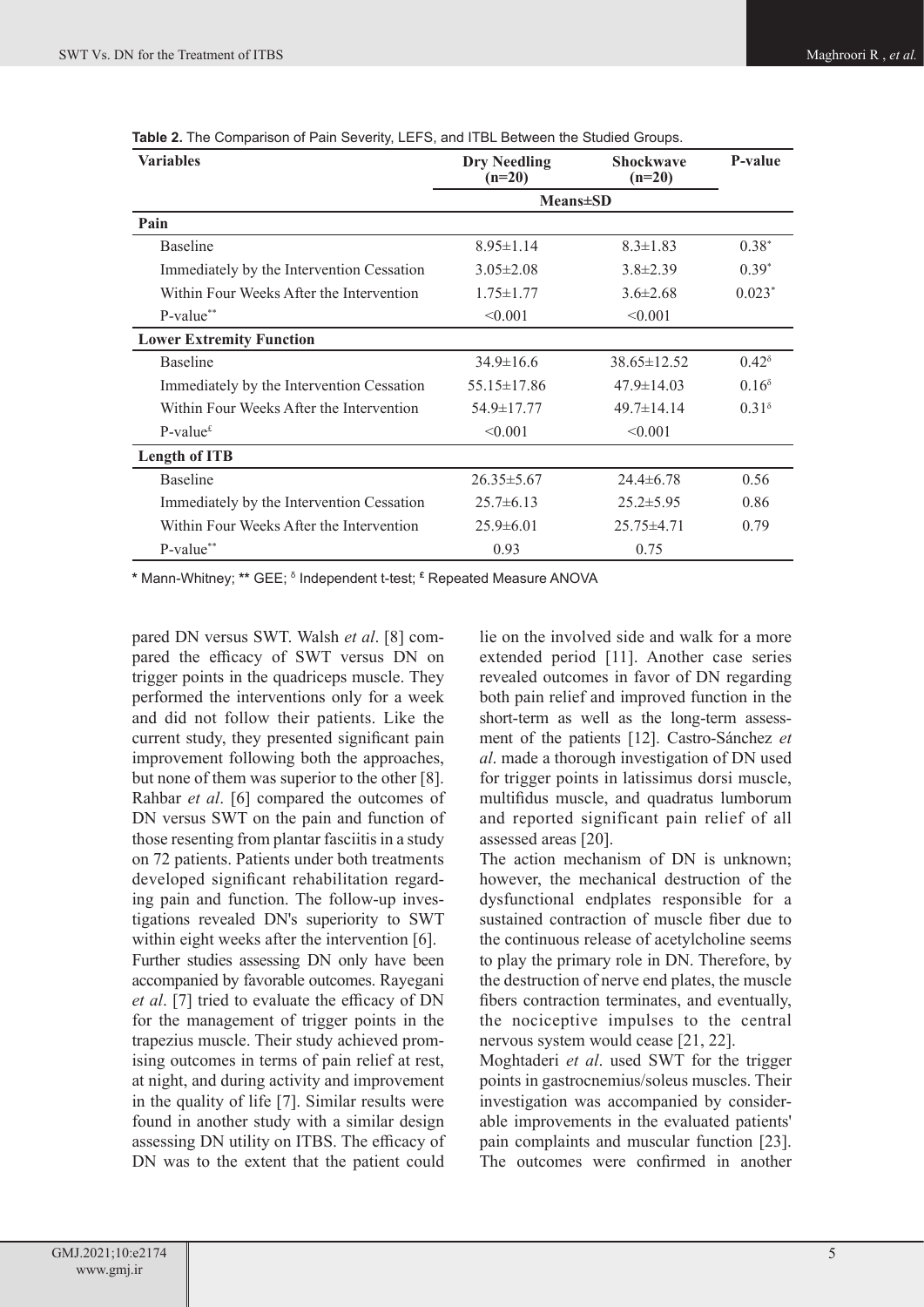**Table 2.** The Comparison of Pain Severity, LEFS, and ITBL Between the Studied Groups.

| Variables | Dry Needling (n=20) | Shockwave (n=20) | P-value |
|---|---|---|---|
| | Means±SD | | |
| **Pain** | | | |
| Baseline | 8.95±1.14 | 8.3±1.83 | 0.38* |
| Immediately by the Intervention Cessation | 3.05±2.08 | 3.8±2.39 | 0.39* |
| Within Four Weeks After the Intervention | 1.75±1.77 | 3.6±2.68 | 0.023* |
| P-value** | <0.001 | <0.001 | |
| **Lower Extremity Function** | | | |
| Baseline | 34.9±16.6 | 38.65±12.52 | 0.42δ |
| Immediately by the Intervention Cessation | 55.15±17.86 | 47.9±14.03 | 0.16δ |
| Within Four Weeks After the Intervention | 54.9±17.77 | 49.7±14.14 | 0.31δ |
| P-value£ | <0.001 | <0.001 | |
| **Length of ITB** | | | |
| Baseline | 26.35±5.67 | 24.4±6.78 | 0.56 |
| Immediately by the Intervention Cessation | 25.7±6.13 | 25.2±5.95 | 0.86 |
| Within Four Weeks After the Intervention | 25.9±6.01 | 25.75±4.71 | 0.79 |
| P-value** | 0.93 | 0.75 | |

\* Mann-Whitney; ** GEE; δ Independent t-test; £ Repeated Measure ANOVA

pared DN versus SWT. Walsh *et al*. [8] compared the efficacy of SWT versus DN on trigger points in the quadriceps muscle. They performed the interventions only for a week and did not follow their patients. Like the current study, they presented significant pain improvement following both the approaches, but none of them was superior to the other [8]. Rahbar *et al*. [6] compared the outcomes of DN versus SWT on the pain and function of those resenting from plantar fasciitis in a study on 72 patients. Patients under both treatments developed significant rehabilitation regarding pain and function. The follow-up investigations revealed DN's superiority to SWT within eight weeks after the intervention [6].

Further studies assessing DN only have been accompanied by favorable outcomes. Rayegani *et al*. [7] tried to evaluate the efficacy of DN for the management of trigger points in the trapezius muscle. Their study achieved promising outcomes in terms of pain relief at rest, at night, and during activity and improvement in the quality of life [7]. Similar results were found in another study with a similar design assessing DN utility on ITBS. The efficacy of DN was to the extent that the patient could lie on the involved side and walk for a more extended period [11]. Another case series revealed outcomes in favor of DN regarding both pain relief and improved function in the short-term as well as the long-term assessment of the patients [12]. Castro-Sánchez *et al*. made a thorough investigation of DN used for trigger points in latissimus dorsi muscle, multifidus muscle, and quadratus lumborum and reported significant pain relief of all assessed areas [20].

The action mechanism of DN is unknown; however, the mechanical destruction of the dysfunctional endplates responsible for a sustained contraction of muscle fiber due to the continuous release of acetylcholine seems to play the primary role in DN. Therefore, by the destruction of nerve end plates, the muscle fibers contraction terminates, and eventually, the nociceptive impulses to the central nervous system would cease [21, 22].

Moghtaderi *et al*. used SWT for the trigger points in gastrocnemius/soleus muscles. Their investigation was accompanied by considerable improvements in the evaluated patients' pain complaints and muscular function [23]. The outcomes were confirmed in another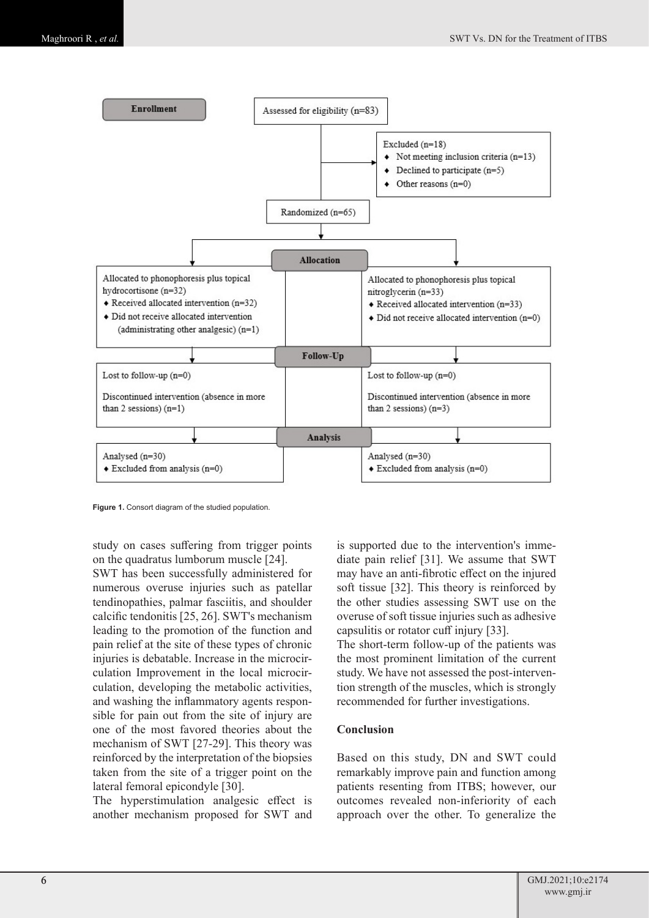Enrollment

Assessed for eligibility (n=83)

Excluded (n=18)
- Not meeting inclusion criteria (n=13)
- Declined to participate (n=5)
- Other reasons (n=0)

Randomized (n=65)

Allocation

| Allocated to phonophoresis plus topical hydrocortisone (n=32) | Allocated to phonophoresis plus topical nitroglycerin (n=33) |
|---|---|
| ♦ Received allocated intervention (n=32) | ♦ Received allocated intervention (n=33) |
| ♦ Did not receive allocated intervention (administrating other analgesic) (n=1) | ♦ Did not receive allocated intervention (n=0) |

Follow-Up

| Lost to follow-up (n=0) | Lost to follow-up (n=0) |
|---|---|
| Discontinued intervention (absence in more than 2 sessions) (n=1) | Discontinued intervention (absence in more than 2 sessions) (n=3) |

Analysis

| Analysed (n=30) | Analysed (n=30) |
|---|---|
| ♦ Excluded from analysis (n=0) | ♦ Excluded from analysis (n=0) |

**Figure 1.** Consort diagram of the studied population.

study on cases suffering from trigger points on the quadratus lumborum muscle [24].

SWT has been successfully administered for numerous overuse injuries such as patellar tendinopathies, palmar fasciitis, and shoulder calcific tendonitis [25, 26]. SWT's mechanism leading to the promotion of the function and pain relief at the site of these types of chronic injuries is debatable. Increase in the microcirculation Improvement in the local microcirculation, developing the metabolic activities, and washing the inflammatory agents responsible for pain out from the site of injury are one of the most favored theories about the mechanism of SWT [27-29]. This theory was reinforced by the interpretation of the biopsies taken from the site of a trigger point on the lateral femoral epicondyle [30].

The hyperstimulation analgesic effect is another mechanism proposed for SWT and is supported due to the intervention's immediate pain relief [31]. We assume that SWT may have an anti-fibrotic effect on the injured soft tissue [32]. This theory is reinforced by the other studies assessing SWT use on the overuse of soft tissue injuries such as adhesive capsulitis or rotator cuff injury [33].

The short-term follow-up of the patients was the most prominent limitation of the current study. We have not assessed the post-intervention strength of the muscles, which is strongly recommended for further investigations.

## Conclusion

Based on this study, DN and SWT could remarkably improve pain and function among patients resenting from ITBS; however, our outcomes revealed non-inferiority of each approach over the other. To generalize the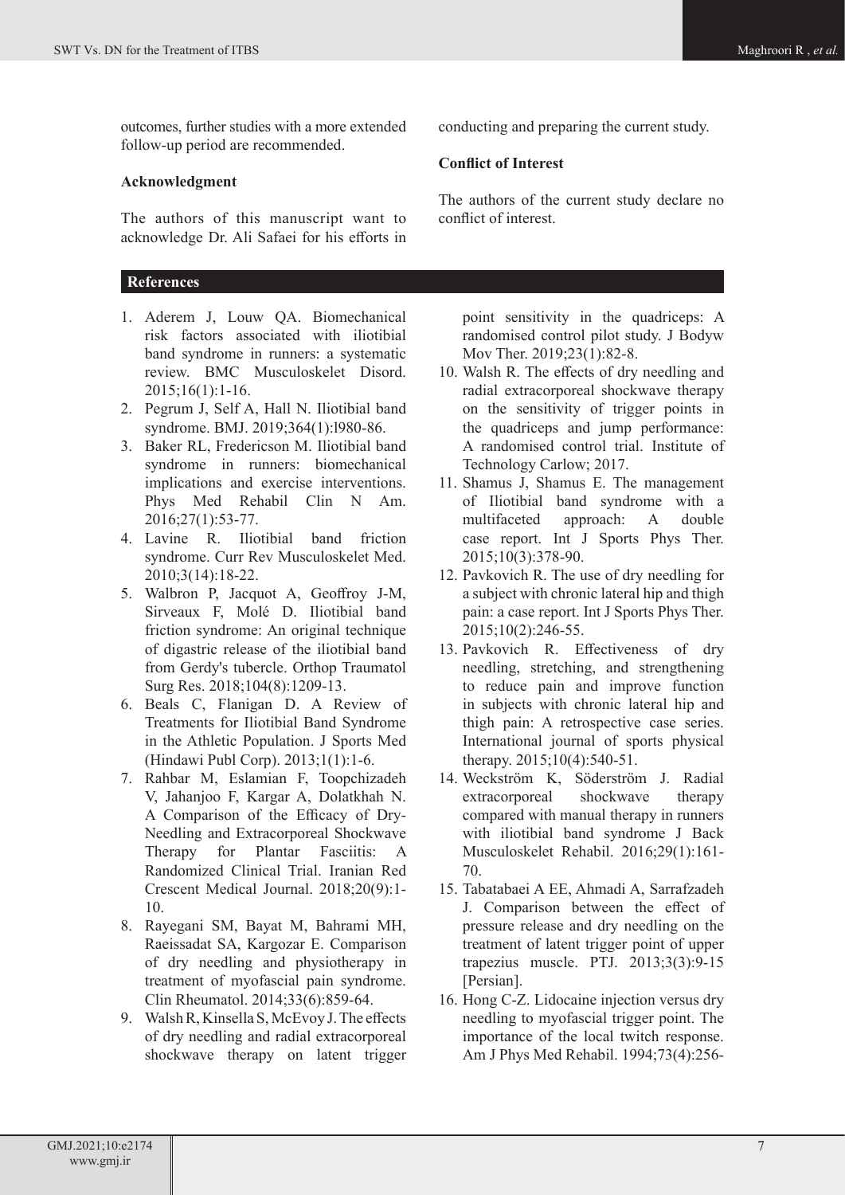outcomes, further studies with a more extended follow-up period are recommended.

**Acknowledgment**

The authors of this manuscript want to acknowledge Dr. Ali Safaei for his efforts in conducting and preparing the current study.

**Conflict of Interest**

The authors of the current study declare no conflict of interest.

## References

1. Aderem J, Louw QA. Biomechanical risk factors associated with iliotibial band syndrome in runners: a systematic review. BMC Musculoskelet Disord. 2015;16(1):1-16.
2. Pegrum J, Self A, Hall N. Iliotibial band syndrome. BMJ. 2019;364(1):l980-86.
3. Baker RL, Fredericson M. Iliotibial band syndrome in runners: biomechanical implications and exercise interventions. Phys Med Rehabil Clin N Am. 2016;27(1):53-77.
4. Lavine R. Iliotibial band friction syndrome. Curr Rev Musculoskelet Med. 2010;3(14):18-22.
5. Walbron P, Jacquot A, Geoffroy J-M, Sirveaux F, Molé D. Iliotibial band friction syndrome: An original technique of digastric release of the iliotibial band from Gerdy's tubercle. Orthop Traumatol Surg Res. 2018;104(8):1209-13.
6. Beals C, Flanigan D. A Review of Treatments for Iliotibial Band Syndrome in the Athletic Population. J Sports Med (Hindawi Publ Corp). 2013;1(1):1-6.
7. Rahbar M, Eslamian F, Toopchizadeh V, Jahanjoo F, Kargar A, Dolatkhah N. A Comparison of the Efficacy of Dry-Needling and Extracorporeal Shockwave Therapy for Plantar Fasciitis: A Randomized Clinical Trial. Iranian Red Crescent Medical Journal. 2018;20(9):1-10.
8. Rayegani SM, Bayat M, Bahrami MH, Raeissadat SA, Kargozar E. Comparison of dry needling and physiotherapy in treatment of myofascial pain syndrome. Clin Rheumatol. 2014;33(6):859-64.
9. Walsh R, Kinsella S, McEvoy J. The effects of dry needling and radial extracorporeal shockwave therapy on latent trigger point sensitivity in the quadriceps: A randomised control pilot study. J Bodyw Mov Ther. 2019;23(1):82-8.
10. Walsh R. The effects of dry needling and radial extracorporeal shockwave therapy on the sensitivity of trigger points in the quadriceps and jump performance: A randomised control trial. Institute of Technology Carlow; 2017.
11. Shamus J, Shamus E. The management of Iliotibial band syndrome with a multifaceted approach: A double case report. Int J Sports Phys Ther. 2015;10(3):378-90.
12. Pavkovich R. The use of dry needling for a subject with chronic lateral hip and thigh pain: a case report. Int J Sports Phys Ther. 2015;10(2):246-55.
13. Pavkovich R. Effectiveness of dry needling, stretching, and strengthening to reduce pain and improve function in subjects with chronic lateral hip and thigh pain: A retrospective case series. International journal of sports physical therapy. 2015;10(4):540-51.
14. Weckström K, Söderström J. Radial extracorporeal shockwave therapy compared with manual therapy in runners with iliotibial band syndrome J Back Musculoskelet Rehabil. 2016;29(1):161-70.
15. Tabatabaei A EE, Ahmadi A, Sarrafzadeh J. Comparison between the effect of pressure release and dry needling on the treatment of latent trigger point of upper trapezius muscle. PTJ. 2013;3(3):9-15 [Persian].
16. Hong C-Z. Lidocaine injection versus dry needling to myofascial trigger point. The importance of the local twitch response. Am J Phys Med Rehabil. 1994;73(4):256-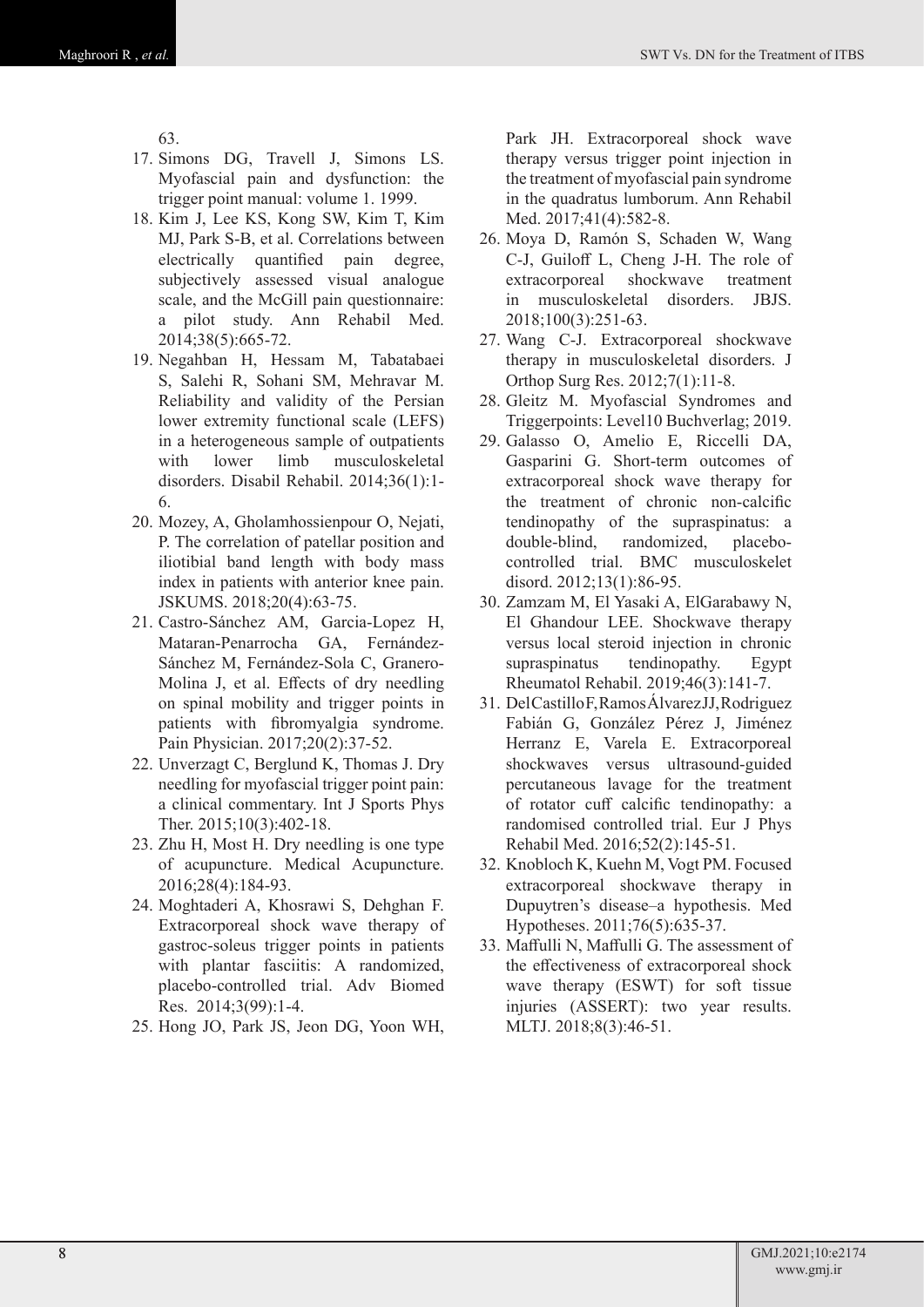63.

17. Simons DG, Travell J, Simons LS. Myofascial pain and dysfunction: the trigger point manual: volume 1. 1999.
18. Kim J, Lee KS, Kong SW, Kim T, Kim MJ, Park S-B, et al. Correlations between electrically quantified pain degree, subjectively assessed visual analogue scale, and the McGill pain questionnaire: a pilot study. Ann Rehabil Med. 2014;38(5):665-72.
19. Negahban H, Hessam M, Tabatabaei S, Salehi R, Sohani SM, Mehravar M. Reliability and validity of the Persian lower extremity functional scale (LEFS) in a heterogeneous sample of outpatients with lower limb musculoskeletal disorders. Disabil Rehabil. 2014;36(1):1-6.
20. Mozey, A, Gholamhossienpour O, Nejati, P. The correlation of patellar position and iliotibial band length with body mass index in patients with anterior knee pain. JSKUMS. 2018;20(4):63-75.
21. Castro-Sánchez AM, Garcia-Lopez H, Mataran-Penarrocha GA, Fernández-Sánchez M, Fernández-Sola C, Granero-Molina J, et al. Effects of dry needling on spinal mobility and trigger points in patients with fibromyalgia syndrome. Pain Physician. 2017;20(2):37-52.
22. Unverzagt C, Berglund K, Thomas J. Dry needling for myofascial trigger point pain: a clinical commentary. Int J Sports Phys Ther. 2015;10(3):402-18.
23. Zhu H, Most H. Dry needling is one type of acupuncture. Medical Acupuncture. 2016;28(4):184-93.
24. Moghtaderi A, Khosrawi S, Dehghan F. Extracorporeal shock wave therapy of gastroc-soleus trigger points in patients with plantar fasciitis: A randomized, placebo-controlled trial. Adv Biomed Res. 2014;3(99):1-4.
25. Hong JO, Park JS, Jeon DG, Yoon WH, Park JH. Extracorporeal shock wave therapy versus trigger point injection in the treatment of myofascial pain syndrome in the quadratus lumborum. Ann Rehabil Med. 2017;41(4):582-8.
26. Moya D, Ramón S, Schaden W, Wang C-J, Guiloff L, Cheng J-H. The role of extracorporeal shockwave treatment in musculoskeletal disorders. JBJS. 2018;100(3):251-63.
27. Wang C-J. Extracorporeal shockwave therapy in musculoskeletal disorders. J Orthop Surg Res. 2012;7(1):11-8.
28. Gleitz M. Myofascial Syndromes and Triggerpoints: Level10 Buchverlag; 2019.
29. Galasso O, Amelio E, Riccelli DA, Gasparini G. Short-term outcomes of extracorporeal shock wave therapy for the treatment of chronic non-calcific tendinopathy of the supraspinatus: a double-blind, randomized, placebo-controlled trial. BMC musculoskelet disord. 2012;13(1):86-95.
30. Zamzam M, El Yasaki A, ElGarabawy N, El Ghandour LEE. Shockwave therapy versus local steroid injection in chronic supraspinatus tendinopathy. Egypt Rheumatol Rehabil. 2019;46(3):141-7.
31. Del Castillo F, Ramos Álvarez JJ, Rodriguez Fabián G, González Pérez J, Jiménez Herranz E, Varela E. Extracorporeal shockwaves versus ultrasound-guided percutaneous lavage for the treatment of rotator cuff calcific tendinopathy: a randomised controlled trial. Eur J Phys Rehabil Med. 2016;52(2):145-51.
32. Knobloch K, Kuehn M, Vogt PM. Focused extracorporeal shockwave therapy in Dupuytren's disease–a hypothesis. Med Hypotheses. 2011;76(5):635-37.
33. Maffulli N, Maffulli G. The assessment of the effectiveness of extracorporeal shock wave therapy (ESWT) for soft tissue injuries (ASSERT): two year results. MLTJ. 2018;8(3):46-51.